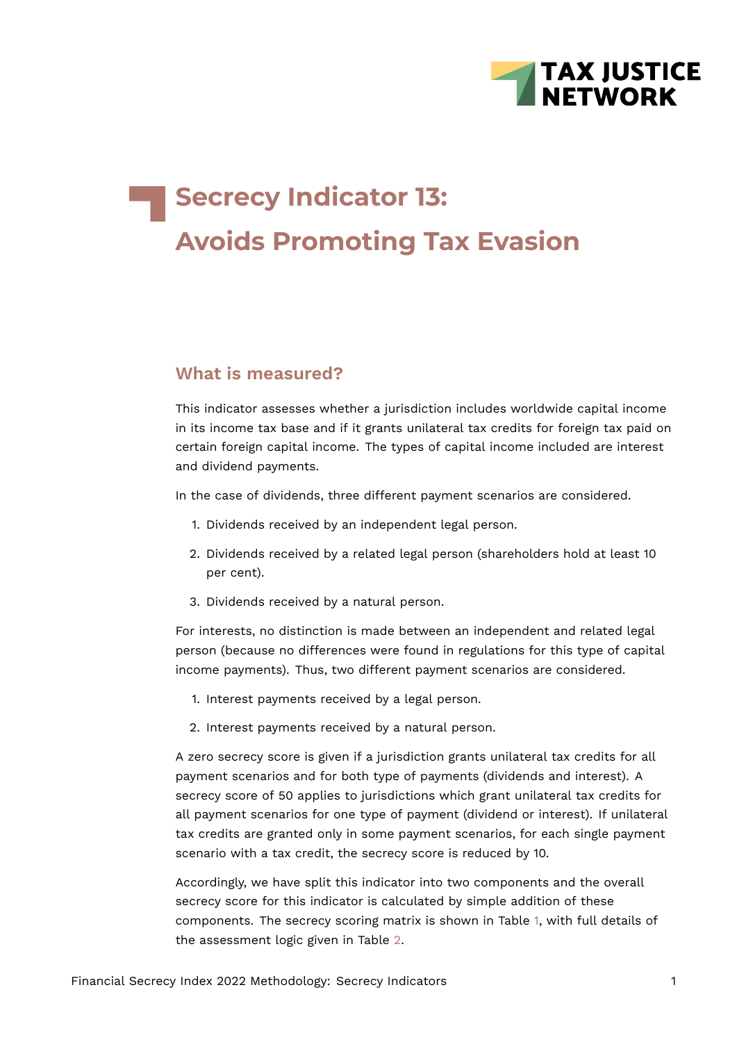# Secrecy Indicator 13: Avoids Promoting Tax Evasion

## What is measured?

This indicator assesses whether a jurisdiction includes worldwide capital income in its income tax base and if it grants unilateral tax credits for foreign tax paid on certain foreign capital income. The types of capital income included are interest and dividend payments.

In the case of dividends, three different payment scenarios are considered.

1. Dividends received by an independent legal person.
2. Dividends received by a related legal person (shareholders hold at least 10 per cent).
3. Dividends received by a natural person.

For interests, no distinction is made between an independent and related legal person (because no differences were found in regulations for this type of capital income payments). Thus, two different payment scenarios are considered.

1. Interest payments received by a legal person.
2. Interest payments received by a natural person.

A zero secrecy score is given if a jurisdiction grants unilateral tax credits for all payment scenarios and for both type of payments (dividends and interest). A secrecy score of 50 applies to jurisdictions which grant unilateral tax credits for all payment scenarios for one type of payment (dividend or interest). If unilateral tax credits are granted only in some payment scenarios, for each single payment scenario with a tax credit, the secrecy score is reduced by 10.

Accordingly, we have split this indicator into two components and the overall secrecy score for this indicator is calculated by simple addition of these components. The secrecy scoring matrix is shown in Table 1, with full details of the assessment logic given in Table 2.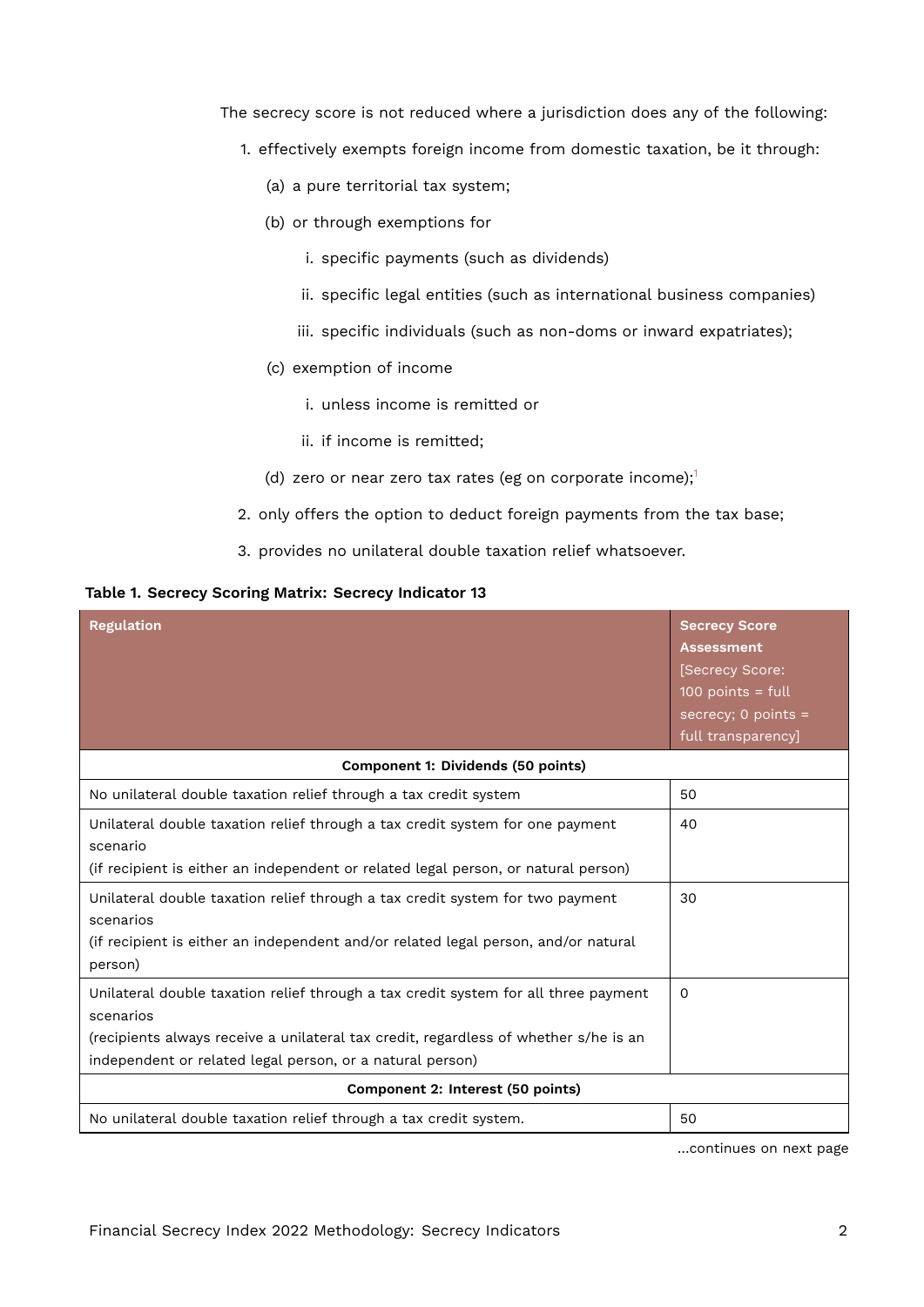The secrecy score is not reduced where a jurisdiction does any of the following:

1. effectively exempts foreign income from domestic taxation, be it through:
   (a) a pure territorial tax system;
   (b) or through exemptions for
      i. specific payments (such as dividends)
      ii. specific legal entities (such as international business companies)
      iii. specific individuals (such as non-doms or inward expatriates);
   (c) exemption of income
      i. unless income is remitted or
      ii. if income is remitted;
   (d) zero or near zero tax rates (eg on corporate income);[1]
2. only offers the option to deduct foreign payments from the tax base;
3. provides no unilateral double taxation relief whatsoever.

**Table 1. Secrecy Scoring Matrix: Secrecy Indicator 13**

| Regulation | Secrecy Score Assessment [Secrecy Score: 100 points = full secrecy; 0 points = full transparency] |
|---|---|
| **Component 1: Dividends (50 points)** | |
| No unilateral double taxation relief through a tax credit system | 50 |
| Unilateral double taxation relief through a tax credit system for one payment scenario (if recipient is either an independent or related legal person, or natural person) | 40 |
| Unilateral double taxation relief through a tax credit system for two payment scenarios (if recipient is either an independent and/or related legal person, and/or natural person) | 30 |
| Unilateral double taxation relief through a tax credit system for all three payment scenarios (recipients always receive a unilateral tax credit, regardless of whether s/he is an independent or related legal person, or a natural person) | 0 |
| **Component 2: Interest (50 points)** | |
| No unilateral double taxation relief through a tax credit system. | 50 |

...continues on next page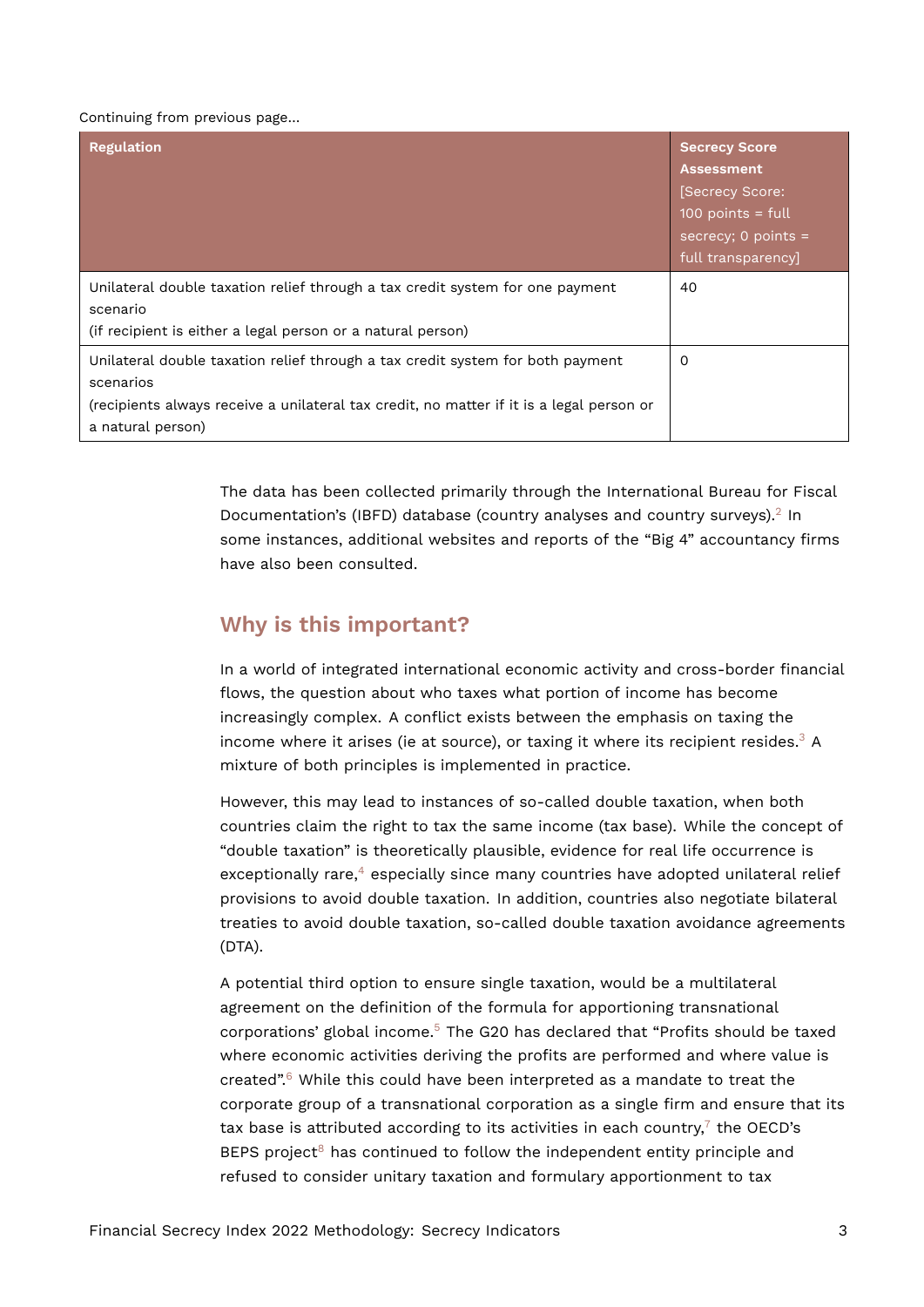Continuing from previous page...

| Regulation | Secrecy Score Assessment [Secrecy Score: 100 points = full secrecy; 0 points = full transparency] |
|---|---|
| Unilateral double taxation relief through a tax credit system for one payment scenario (if recipient is either a legal person or a natural person) | 40 |
| Unilateral double taxation relief through a tax credit system for both payment scenarios (recipients always receive a unilateral tax credit, no matter if it is a legal person or a natural person) | 0 |

The data has been collected primarily through the International Bureau for Fiscal Documentation's (IBFD) database (country analyses and country surveys).[2] In some instances, additional websites and reports of the "Big 4" accountancy firms have also been consulted.

## Why is this important?

In a world of integrated international economic activity and cross-border financial flows, the question about who taxes what portion of income has become increasingly complex. A conflict exists between the emphasis on taxing the income where it arises (ie at source), or taxing it where its recipient resides.[3] A mixture of both principles is implemented in practice.

However, this may lead to instances of so-called double taxation, when both countries claim the right to tax the same income (tax base). While the concept of "double taxation" is theoretically plausible, evidence for real life occurrence is exceptionally rare,[4] especially since many countries have adopted unilateral relief provisions to avoid double taxation. In addition, countries also negotiate bilateral treaties to avoid double taxation, so-called double taxation avoidance agreements (DTA).

A potential third option to ensure single taxation, would be a multilateral agreement on the definition of the formula for apportioning transnational corporations' global income.[5] The G20 has declared that "Profits should be taxed where economic activities deriving the profits are performed and where value is created".[6] While this could have been interpreted as a mandate to treat the corporate group of a transnational corporation as a single firm and ensure that its tax base is attributed according to its activities in each country,[7] the OECD's BEPS project[8] has continued to follow the independent entity principle and refused to consider unitary taxation and formulary apportionment to tax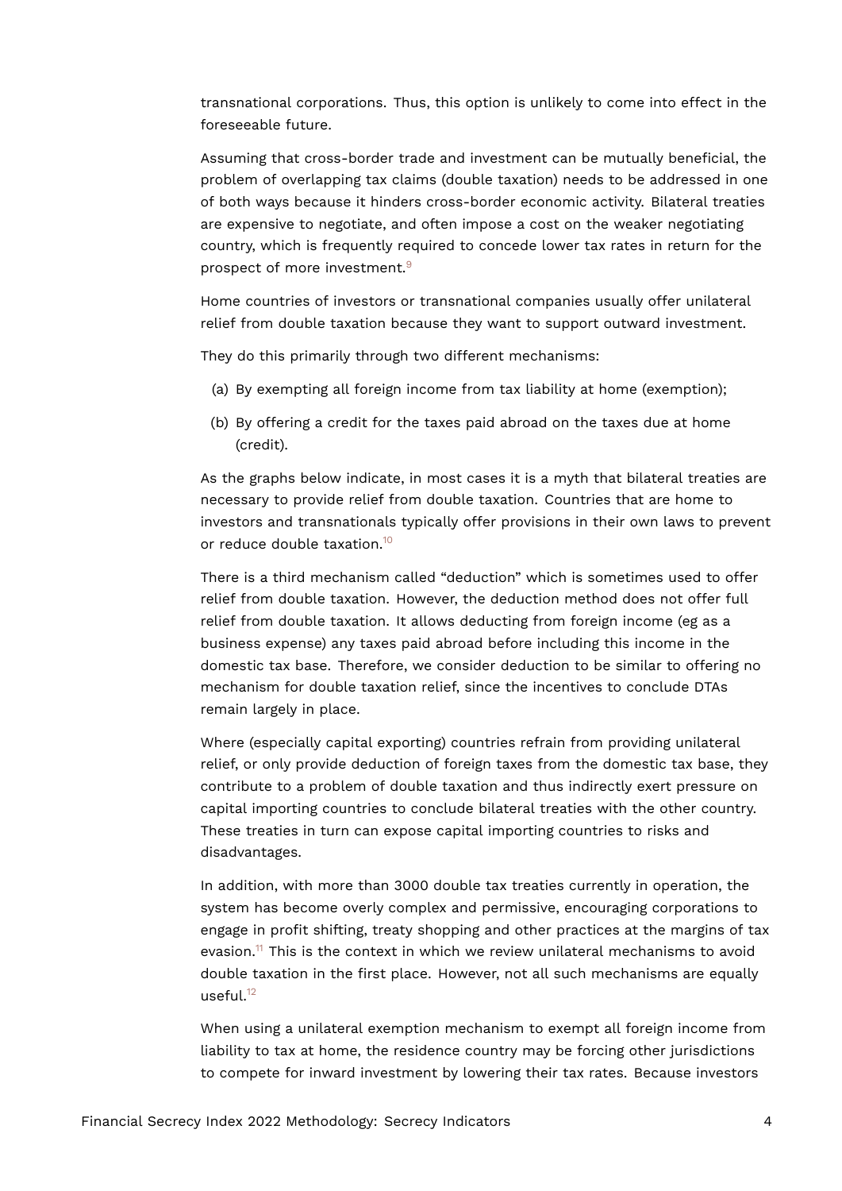transnational corporations. Thus, this option is unlikely to come into effect in the foreseeable future.

Assuming that cross-border trade and investment can be mutually beneficial, the problem of overlapping tax claims (double taxation) needs to be addressed in one of both ways because it hinders cross-border economic activity. Bilateral treaties are expensive to negotiate, and often impose a cost on the weaker negotiating country, which is frequently required to concede lower tax rates in return for the prospect of more investment.[9]

Home countries of investors or transnational companies usually offer unilateral relief from double taxation because they want to support outward investment.

They do this primarily through two different mechanisms:

(a) By exempting all foreign income from tax liability at home (exemption);

(b) By offering a credit for the taxes paid abroad on the taxes due at home (credit).

As the graphs below indicate, in most cases it is a myth that bilateral treaties are necessary to provide relief from double taxation. Countries that are home to investors and transnationals typically offer provisions in their own laws to prevent or reduce double taxation.[10]

There is a third mechanism called "deduction" which is sometimes used to offer relief from double taxation. However, the deduction method does not offer full relief from double taxation. It allows deducting from foreign income (eg as a business expense) any taxes paid abroad before including this income in the domestic tax base. Therefore, we consider deduction to be similar to offering no mechanism for double taxation relief, since the incentives to conclude DTAs remain largely in place.

Where (especially capital exporting) countries refrain from providing unilateral relief, or only provide deduction of foreign taxes from the domestic tax base, they contribute to a problem of double taxation and thus indirectly exert pressure on capital importing countries to conclude bilateral treaties with the other country. These treaties in turn can expose capital importing countries to risks and disadvantages.

In addition, with more than 3000 double tax treaties currently in operation, the system has become overly complex and permissive, encouraging corporations to engage in profit shifting, treaty shopping and other practices at the margins of tax evasion.[11] This is the context in which we review unilateral mechanisms to avoid double taxation in the first place. However, not all such mechanisms are equally useful.[12]

When using a unilateral exemption mechanism to exempt all foreign income from liability to tax at home, the residence country may be forcing other jurisdictions to compete for inward investment by lowering their tax rates. Because investors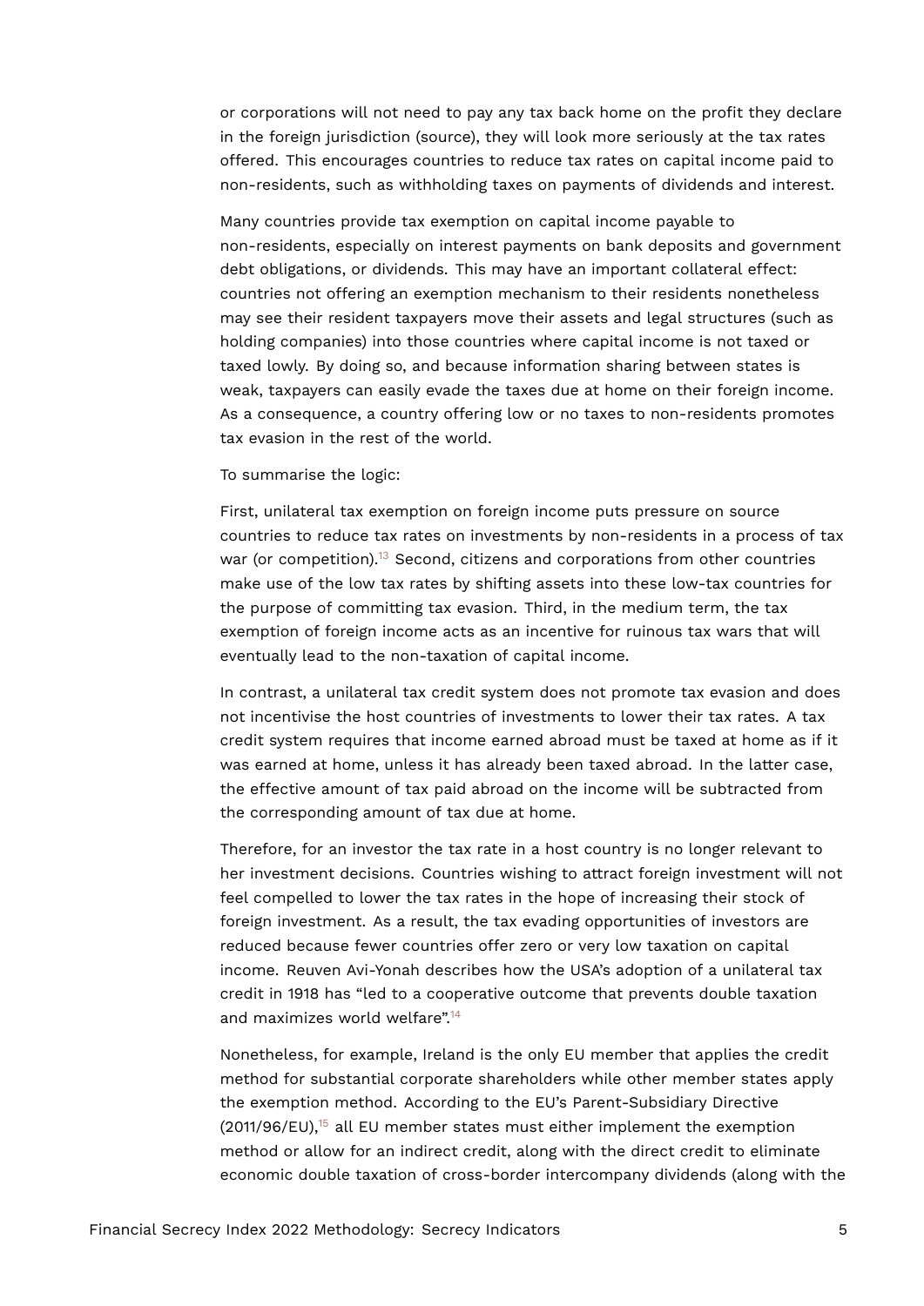or corporations will not need to pay any tax back home on the profit they declare in the foreign jurisdiction (source), they will look more seriously at the tax rates offered. This encourages countries to reduce tax rates on capital income paid to non-residents, such as withholding taxes on payments of dividends and interest.

Many countries provide tax exemption on capital income payable to non-residents, especially on interest payments on bank deposits and government debt obligations, or dividends. This may have an important collateral effect: countries not offering an exemption mechanism to their residents nonetheless may see their resident taxpayers move their assets and legal structures (such as holding companies) into those countries where capital income is not taxed or taxed lowly. By doing so, and because information sharing between states is weak, taxpayers can easily evade the taxes due at home on their foreign income. As a consequence, a country offering low or no taxes to non-residents promotes tax evasion in the rest of the world.

To summarise the logic:

First, unilateral tax exemption on foreign income puts pressure on source countries to reduce tax rates on investments by non-residents in a process of tax war (or competition).[13] Second, citizens and corporations from other countries make use of the low tax rates by shifting assets into these low-tax countries for the purpose of committing tax evasion. Third, in the medium term, the tax exemption of foreign income acts as an incentive for ruinous tax wars that will eventually lead to the non-taxation of capital income.

In contrast, a unilateral tax credit system does not promote tax evasion and does not incentivise the host countries of investments to lower their tax rates. A tax credit system requires that income earned abroad must be taxed at home as if it was earned at home, unless it has already been taxed abroad. In the latter case, the effective amount of tax paid abroad on the income will be subtracted from the corresponding amount of tax due at home.

Therefore, for an investor the tax rate in a host country is no longer relevant to her investment decisions. Countries wishing to attract foreign investment will not feel compelled to lower the tax rates in the hope of increasing their stock of foreign investment. As a result, the tax evading opportunities of investors are reduced because fewer countries offer zero or very low taxation on capital income. Reuven Avi-Yonah describes how the USA's adoption of a unilateral tax credit in 1918 has "led to a cooperative outcome that prevents double taxation and maximizes world welfare".[14]

Nonetheless, for example, Ireland is the only EU member that applies the credit method for substantial corporate shareholders while other member states apply the exemption method. According to the EU's Parent-Subsidiary Directive (2011/96/EU),[15] all EU member states must either implement the exemption method or allow for an indirect credit, along with the direct credit to eliminate economic double taxation of cross-border intercompany dividends (along with the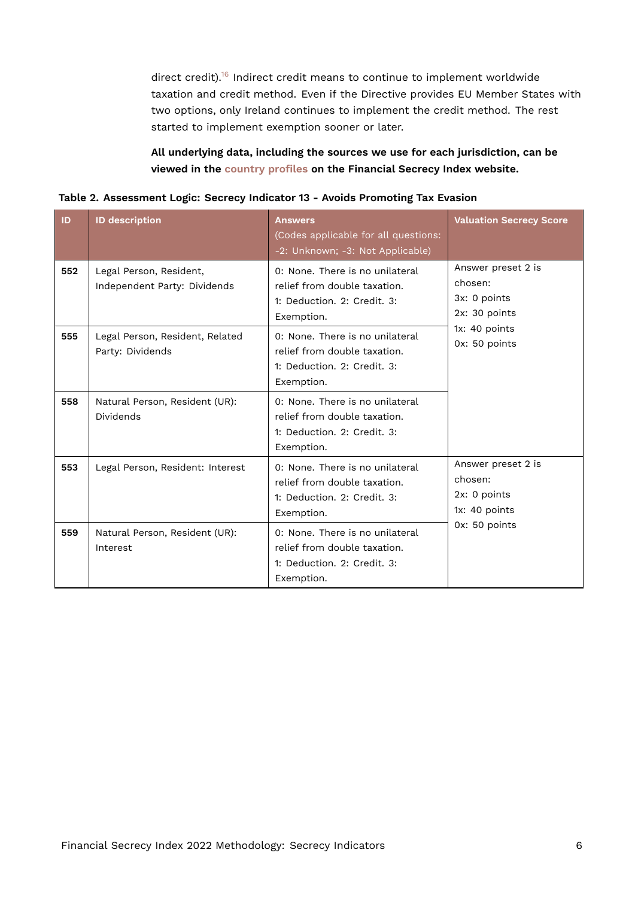direct credit).[16] Indirect credit means to continue to implement worldwide taxation and credit method. Even if the Directive provides EU Member States with two options, only Ireland continues to implement the credit method. The rest started to implement exemption sooner or later.

**All underlying data, including the sources we use for each jurisdiction, can be viewed in the country profiles on the Financial Secrecy Index website.**

**Table 2. Assessment Logic: Secrecy Indicator 13 - Avoids Promoting Tax Evasion**

| ID | ID description | Answers (Codes applicable for all questions: -2: Unknown; -3: Not Applicable) | Valuation Secrecy Score |
|---|---|---|---|
| 552 | Legal Person, Resident, Independent Party: Dividends | 0: None. There is no unilateral relief from double taxation. 1: Deduction. 2: Credit. 3: Exemption. | Answer preset 2 is chosen: 3x: 0 points 2x: 30 points 1x: 40 points 0x: 50 points |
| 555 | Legal Person, Resident, Related Party: Dividends | 0: None. There is no unilateral relief from double taxation. 1: Deduction. 2: Credit. 3: Exemption. | |
| 558 | Natural Person, Resident (UR): Dividends | 0: None. There is no unilateral relief from double taxation. 1: Deduction. 2: Credit. 3: Exemption. | |
| 553 | Legal Person, Resident: Interest | 0: None. There is no unilateral relief from double taxation. 1: Deduction. 2: Credit. 3: Exemption. | Answer preset 2 is chosen: 2x: 0 points 1x: 40 points 0x: 50 points |
| 559 | Natural Person, Resident (UR): Interest | 0: None. There is no unilateral relief from double taxation. 1: Deduction. 2: Credit. 3: Exemption. | |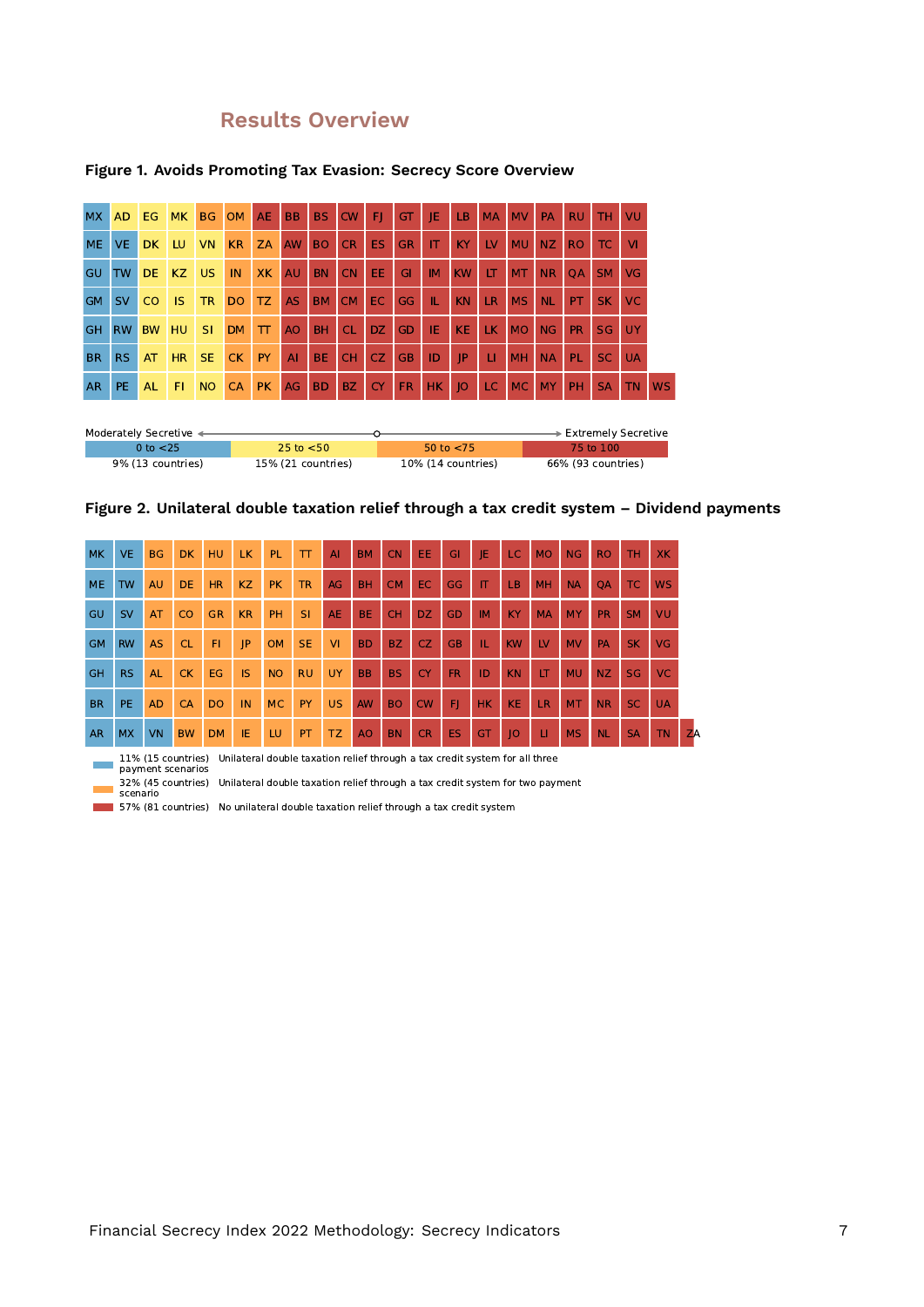## Results Overview

**Figure 1. Avoids Promoting Tax Evasion: Secrecy Score Overview**

| | | | | | | | | | | | | | | | | | | | | |
|---|---|---|---|---|---|---|---|---|---|---|---|---|---|---|---|---|---|---|---|---|
| MX | AD | EG | MK | BG | OM | AE | BB | BS | CW | FJ | GT | JE | LB | MA | MV | PA | RU | TH | VU | |
| ME | VE | DK | LU | VN | KR | ZA | AW | BO | CR | ES | GR | IT | KY | LV | MU | NZ | RO | TC | VI | |
| GU | TW | DE | KZ | US | IN | XK | AU | BN | CN | EE | GI | IM | KW | LT | MT | NR | QA | SM | VG | |
| GM | SV | CO | IS | TR | DO | TZ | AS | BM | CM | EC | GG | IL | KN | LR | MS | NL | PT | SK | VC | |
| GH | RW | BW | HU | SI | DM | TT | AO | BH | CL | DZ | GD | IE | KE | LK | MO | NG | PR | SG | UY | |
| BR | RS | AT | HR | SE | CK | PY | AI | BE | CH | CZ | GB | ID | JP | LI | MH | NA | PL | SC | UA | |
| AR | PE | AL | FI | NO | CA | PK | AG | BD | BZ | CY | FR | HK | JO | LC | MC | MY | PH | SA | TN | WS |

Moderately Secretive ← → Extremely Secretive

| 0 to <25 | 25 to <50 | 50 to <75 | 75 to 100 |
|---|---|---|---|
| 9% (13 countries) | 15% (21 countries) | 10% (14 countries) | 66% (93 countries) |

**Figure 2. Unilateral double taxation relief through a tax credit system – Dividend payments**

| | | | | | | | | | | | | | | | | | | | | |
|---|---|---|---|---|---|---|---|---|---|---|---|---|---|---|---|---|---|---|---|---|
| MK | VE | BG | DK | HU | LK | PL | TT | AI | BM | CN | EE | GI | JE | LC | MO | NG | RO | TH | XK | |
| ME | TW | AU | DE | HR | KZ | PK | TR | AG | BH | CM | EC | GG | IT | LB | MH | NA | QA | TC | WS | |
| GU | SV | AT | CO | GR | KR | PH | SI | AE | BE | CH | DZ | GD | IM | KY | MA | MY | PR | SM | VU | |
| GM | RW | AS | CL | FI | JP | OM | SE | VI | BD | BZ | CZ | GB | IL | KW | LV | MV | PA | SK | VG | |
| GH | RS | AL | CK | EG | IS | NO | RU | UY | BB | BS | CY | FR | ID | KN | LT | MU | NZ | SG | VC | |
| BR | PE | AD | CA | DO | IN | MC | PY | US | AW | BO | CW | FJ | HK | KE | LR | MT | NR | SC | UA | |
| AR | MX | VN | BW | DM | IE | LU | PT | TZ | AO | BN | CR | ES | GT | JO | LI | MS | NL | SA | TN | ZA |

- 11% (15 countries) Unilateral double taxation relief through a tax credit system for all three payment scenarios
- 32% (45 countries) Unilateral double taxation relief through a tax credit system for two payment scenario
- 57% (81 countries) No unilateral double taxation relief through a tax credit system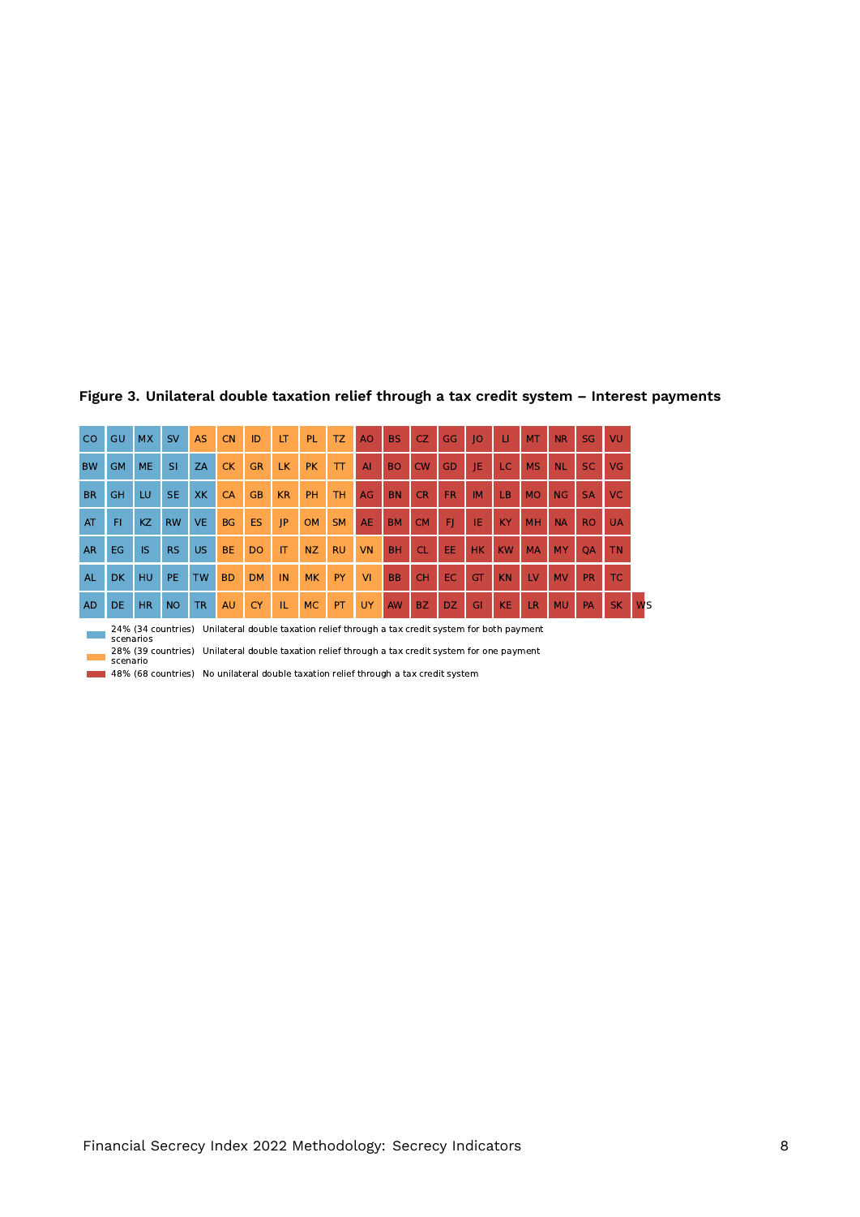**Figure 3. Unilateral double taxation relief through a tax credit system – Interest payments**

| | | | | | | | | | | | | | | | | | | | | |
|---|---|---|---|---|---|---|---|---|---|---|---|---|---|---|---|---|---|---|---|---|
| CO | GU | MX | SV | AS | CN | ID | LT | PL | TZ | AO | BS | CZ | GG | JO | LI | MT | NR | SG | VU | |
| BW | GM | ME | SI | ZA | CK | GR | LK | PK | TT | AI | BO | CW | GD | JE | LC | MS | NL | SC | VG | |
| BR | GH | LU | SE | XK | CA | GB | KR | PH | TH | AG | BN | CR | FR | IM | LB | MO | NG | SA | VC | |
| AT | FI | KZ | RW | VE | BG | ES | JP | OM | SM | AE | BM | CM | FJ | IE | KY | MH | NA | RO | UA | |
| AR | EG | IS | RS | US | BE | DO | IT | NZ | RU | VN | BH | CL | EE | HK | KW | MA | MY | QA | TN | |
| AL | DK | HU | PE | TW | BD | DM | IN | MK | PY | VI | BB | CH | EC | GT | KN | LV | MV | PR | TC | |
| AD | DE | HR | NO | TR | AU | CY | IL | MC | PT | UY | AW | BZ | DZ | GI | KE | LR | MU | PA | SK | WS |

- 24% (34 countries) Unilateral double taxation relief through a tax credit system for both payment scenarios
- 28% (39 countries) Unilateral double taxation relief through a tax credit system for one payment scenario
- 48% (68 countries) No unilateral double taxation relief through a tax credit system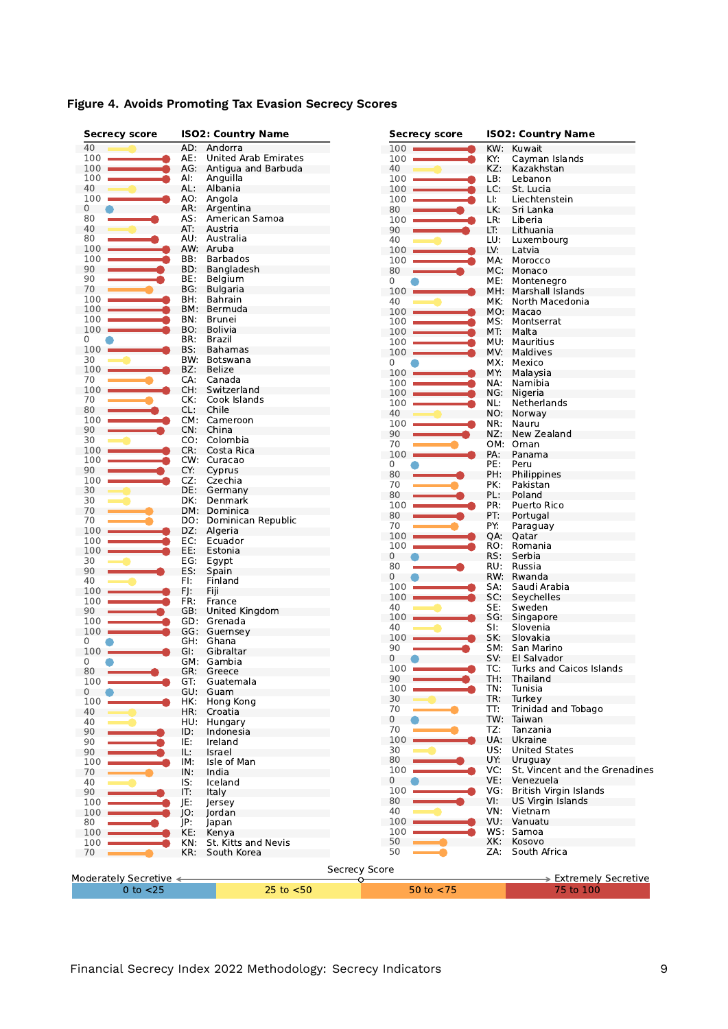**Figure 4. Avoids Promoting Tax Evasion Secrecy Scores**

| Secrecy score | ISO2: Country Name |
|---|---|
| 40 | AD: Andorra |
| 100 | AE: United Arab Emirates |
| 100 | AG: Antigua and Barbuda |
| 100 | AI: Anguilla |
| 40 | AL: Albania |
| 100 | AO: Angola |
| 0 | AR: Argentina |
| 80 | AS: American Samoa |
| 40 | AT: Austria |
| 80 | AU: Australia |
| 100 | AW: Aruba |
| 100 | BB: Barbados |
| 90 | BD: Bangladesh |
| 90 | BE: Belgium |
| 70 | BG: Bulgaria |
| 100 | BH: Bahrain |
| 100 | BM: Bermuda |
| 100 | BN: Brunei |
| 100 | BO: Bolivia |
| 0 | BR: Brazil |
| 100 | BS: Bahamas |
| 30 | BW: Botswana |
| 100 | BZ: Belize |
| 70 | CA: Canada |
| 100 | CH: Switzerland |
| 70 | CK: Cook Islands |
| 80 | CL: Chile |
| 100 | CM: Cameroon |
| 90 | CN: China |
| 30 | CO: Colombia |
| 100 | CR: Costa Rica |
| 100 | CW: Curacao |
| 90 | CY: Cyprus |
| 100 | CZ: Czechia |
| 30 | DE: Germany |
| 30 | DK: Denmark |
| 70 | DM: Dominica |
| 70 | DO: Dominican Republic |
| 100 | DZ: Algeria |
| 100 | EC: Ecuador |
| 100 | EE: Estonia |
| 30 | EG: Egypt |
| 90 | ES: Spain |
| 40 | FI: Finland |
| 100 | FJ: Fiji |
| 100 | FR: France |
| 90 | GB: United Kingdom |
| 100 | GD: Grenada |
| 100 | GG: Guernsey |
| 0 | GH: Ghana |
| 100 | GI: Gibraltar |
| 0 | GM: Gambia |
| 80 | GR: Greece |
| 100 | GT: Guatemala |
| 0 | GU: Guam |
| 100 | HK: Hong Kong |
| 40 | HR: Croatia |
| 40 | HU: Hungary |
| 90 | ID: Indonesia |
| 90 | IE: Ireland |
| 90 | IL: Israel |
| 100 | IM: Isle of Man |
| 70 | IN: India |
| 40 | IS: Iceland |
| 90 | IT: Italy |
| 100 | JE: Jersey |
| 100 | JO: Jordan |
| 80 | JP: Japan |
| 100 | KE: Kenya |
| 100 | KN: St. Kitts and Nevis |
| 70 | KR: South Korea |
| 100 | KW: Kuwait |
| 100 | KY: Cayman Islands |
| 40 | KZ: Kazakhstan |
| 100 | LB: Lebanon |
| 100 | LC: St. Lucia |
| 100 | LI: Liechtenstein |
| 80 | LK: Sri Lanka |
| 100 | LR: Liberia |
| 90 | LT: Lithuania |
| 40 | LU: Luxembourg |
| 100 | LV: Latvia |
| 100 | MA: Morocco |
| 80 | MC: Monaco |
| 0 | ME: Montenegro |
| 100 | MH: Marshall Islands |
| 40 | MK: North Macedonia |
| 100 | MO: Macao |
| 100 | MS: Montserrat |
| 100 | MT: Malta |
| 100 | MU: Mauritius |
| 100 | MV: Maldives |
| 0 | MX: Mexico |
| 100 | MY: Malaysia |
| 100 | NA: Namibia |
| 100 | NG: Nigeria |
| 100 | NL: Netherlands |
| 40 | NO: Norway |
| 100 | NR: Nauru |
| 90 | NZ: New Zealand |
| 70 | OM: Oman |
| 100 | PA: Panama |
| 0 | PE: Peru |
| 80 | PH: Philippines |
| 70 | PK: Pakistan |
| 80 | PL: Poland |
| 100 | PR: Puerto Rico |
| 80 | PT: Portugal |
| 70 | PY: Paraguay |
| 100 | QA: Qatar |
| 100 | RO: Romania |
| 0 | RS: Serbia |
| 80 | RU: Russia |
| 0 | RW: Rwanda |
| 100 | SA: Saudi Arabia |
| 100 | SC: Seychelles |
| 40 | SE: Sweden |
| 100 | SG: Singapore |
| 40 | SI: Slovenia |
| 100 | SK: Slovakia |
| 90 | SM: San Marino |
| 0 | SV: El Salvador |
| 100 | TC: Turks and Caicos Islands |
| 90 | TH: Thailand |
| 100 | TN: Tunisia |
| 30 | TR: Turkey |
| 70 | TT: Trinidad and Tobago |
| 0 | TW: Taiwan |
| 70 | TZ: Tanzania |
| 100 | UA: Ukraine |
| 30 | US: United States |
| 80 | UY: Uruguay |
| 100 | VC: St. Vincent and the Grenadines |
| 0 | VE: Venezuela |
| 100 | VG: British Virgin Islands |
| 80 | VI: US Virgin Islands |
| 40 | VN: Vietnam |
| 100 | VU: Vanuatu |
| 100 | WS: Samoa |
| 50 | XK: Kosovo |
| 50 | ZA: South Africa |

Secrecy Score: Moderately Secretive ← → Extremely Secretive

| 0 to <25 | 25 to <50 | 50 to <75 | 75 to 100 |
|---|---|---|---|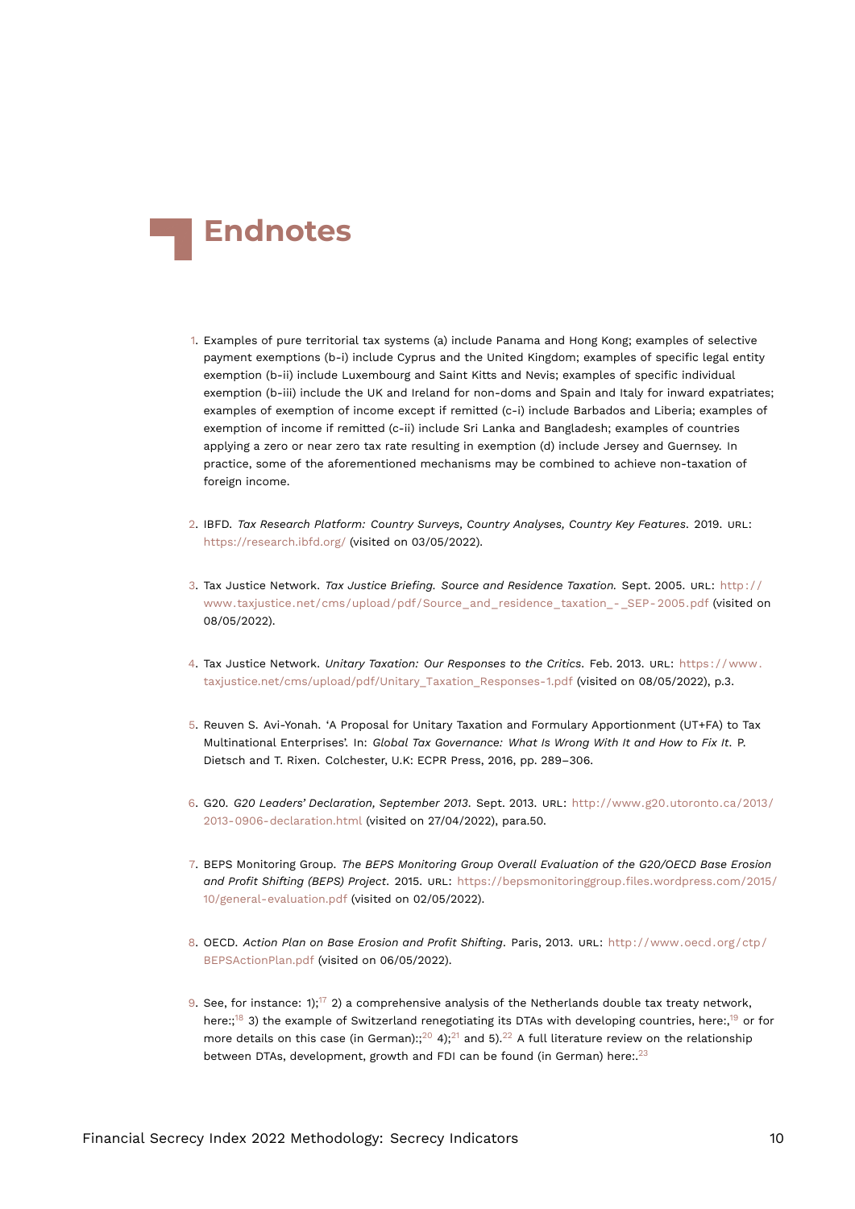# Endnotes

1. Examples of pure territorial tax systems (a) include Panama and Hong Kong; examples of selective payment exemptions (b-i) include Cyprus and the United Kingdom; examples of specific legal entity exemption (b-ii) include Luxembourg and Saint Kitts and Nevis; examples of specific individual exemption (b-iii) include the UK and Ireland for non-doms and Spain and Italy for inward expatriates; examples of exemption of income except if remitted (c-i) include Barbados and Liberia; examples of exemption of income if remitted (c-ii) include Sri Lanka and Bangladesh; examples of countries applying a zero or near zero tax rate resulting in exemption (d) include Jersey and Guernsey. In practice, some of the aforementioned mechanisms may be combined to achieve non-taxation of foreign income.

2. IBFD. *Tax Research Platform: Country Surveys, Country Analyses, Country Key Features*. 2019. URL: https://research.ibfd.org/ (visited on 03/05/2022).

3. Tax Justice Network. *Tax Justice Briefing. Source and Residence Taxation.* Sept. 2005. URL: http://www.taxjustice.net/cms/upload/pdf/Source_and_residence_taxation_-_SEP-2005.pdf (visited on 08/05/2022).

4. Tax Justice Network. *Unitary Taxation: Our Responses to the Critics*. Feb. 2013. URL: https://www.taxjustice.net/cms/upload/pdf/Unitary_Taxation_Responses-1.pdf (visited on 08/05/2022), p.3.

5. Reuven S. Avi-Yonah. 'A Proposal for Unitary Taxation and Formulary Apportionment (UT+FA) to Tax Multinational Enterprises'. In: *Global Tax Governance: What Is Wrong With It and How to Fix It*. P. Dietsch and T. Rixen. Colchester, U.K: ECPR Press, 2016, pp. 289–306.

6. G20. *G20 Leaders' Declaration, September 2013*. Sept. 2013. URL: http://www.g20.utoronto.ca/2013/2013-0906-declaration.html (visited on 27/04/2022), para.50.

7. BEPS Monitoring Group. *The BEPS Monitoring Group Overall Evaluation of the G20/OECD Base Erosion and Profit Shifting (BEPS) Project*. 2015. URL: https://bepsmonitoringgroup.files.wordpress.com/2015/10/general-evaluation.pdf (visited on 02/05/2022).

8. OECD. *Action Plan on Base Erosion and Profit Shifting*. Paris, 2013. URL: http://www.oecd.org/ctp/BEPSActionPlan.pdf (visited on 06/05/2022).

9. See, for instance: 1);[17] 2) a comprehensive analysis of the Netherlands double tax treaty network, here:;[18] 3) the example of Switzerland renegotiating its DTAs with developing countries, here:,[19] or for more details on this case (in German):;[20] 4);[21] and 5).[22] A full literature review on the relationship between DTAs, development, growth and FDI can be found (in German) here:.[23]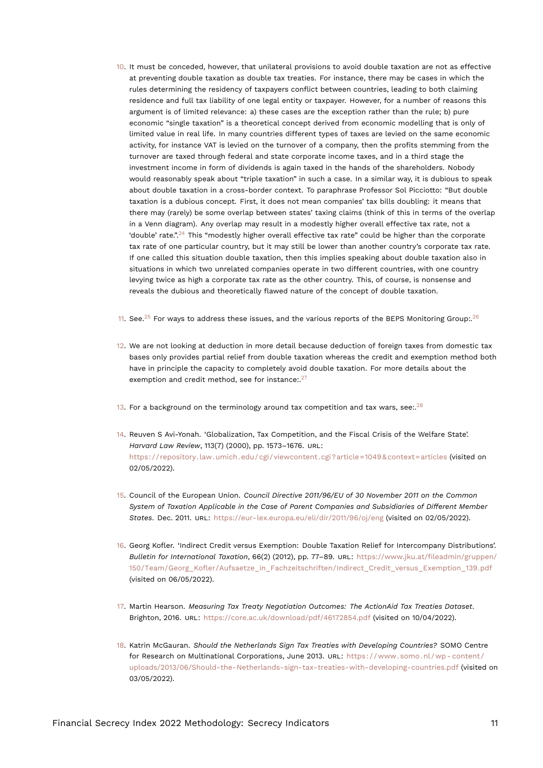10. It must be conceded, however, that unilateral provisions to avoid double taxation are not as effective at preventing double taxation as double tax treaties. For instance, there may be cases in which the rules determining the residency of taxpayers conflict between countries, leading to both claiming residence and full tax liability of one legal entity or taxpayer. However, for a number of reasons this argument is of limited relevance: a) these cases are the exception rather than the rule; b) pure economic "single taxation" is a theoretical concept derived from economic modelling that is only of limited value in real life. In many countries different types of taxes are levied on the same economic activity, for instance VAT is levied on the turnover of a company, then the profits stemming from the turnover are taxed through federal and state corporate income taxes, and in a third stage the investment income in form of dividends is again taxed in the hands of the shareholders. Nobody would reasonably speak about "triple taxation" in such a case. In a similar way, it is dubious to speak about double taxation in a cross-border context. To paraphrase Professor Sol Picciotto: "But double taxation is a dubious concept. First, it does not mean companies' tax bills doubling: it means that there may (rarely) be some overlap between states' taxing claims (think of this in terms of the overlap in a Venn diagram). Any overlap may result in a modestly higher overall effective tax rate, not a 'double' rate.".[24] This "modestly higher overall effective tax rate" could be higher than the corporate tax rate of one particular country, but it may still be lower than another country's corporate tax rate. If one called this situation double taxation, then this implies speaking about double taxation also in situations in which two unrelated companies operate in two different countries, with one country levying twice as high a corporate tax rate as the other country. This, of course, is nonsense and reveals the dubious and theoretically flawed nature of the concept of double taxation.

11. See.[25] For ways to address these issues, and the various reports of the BEPS Monitoring Group:.[26]

12. We are not looking at deduction in more detail because deduction of foreign taxes from domestic tax bases only provides partial relief from double taxation whereas the credit and exemption method both have in principle the capacity to completely avoid double taxation. For more details about the exemption and credit method, see for instance:.[27]

13. For a background on the terminology around tax competition and tax wars, see:.[28]

14. Reuven S Avi-Yonah. 'Globalization, Tax Competition, and the Fiscal Crisis of the Welfare State'. *Harvard Law Review*, 113(7) (2000), pp. 1573–1676. URL: https://repository.law.umich.edu/cgi/viewcontent.cgi?article=1049&context=articles (visited on 02/05/2022).

15. Council of the European Union. *Council Directive 2011/96/EU of 30 November 2011 on the Common System of Taxation Applicable in the Case of Parent Companies and Subsidiaries of Different Member States*. Dec. 2011. URL: https://eur-lex.europa.eu/eli/dir/2011/96/oj/eng (visited on 02/05/2022).

16. Georg Kofler. 'Indirect Credit versus Exemption: Double Taxation Relief for Intercompany Distributions'. *Bulletin for International Taxation*, 66(2) (2012), pp. 77–89. URL: https://www.jku.at/fileadmin/gruppen/150/Team/Georg_Kofler/Aufsaetze_in_Fachzeitschriften/Indirect_Credit_versus_Exemption_139.pdf (visited on 06/05/2022).

17. Martin Hearson. *Measuring Tax Treaty Negotiation Outcomes: The ActionAid Tax Treaties Dataset*. Brighton, 2016. URL: https://core.ac.uk/download/pdf/46172854.pdf (visited on 10/04/2022).

18. Katrin McGauran. *Should the Netherlands Sign Tax Treaties with Developing Countries?* SOMO Centre for Research on Multinational Corporations, June 2013. URL: https://www.somo.nl/wp-content/uploads/2013/06/Should-the-Netherlands-sign-tax-treaties-with-developing-countries.pdf (visited on 03/05/2022).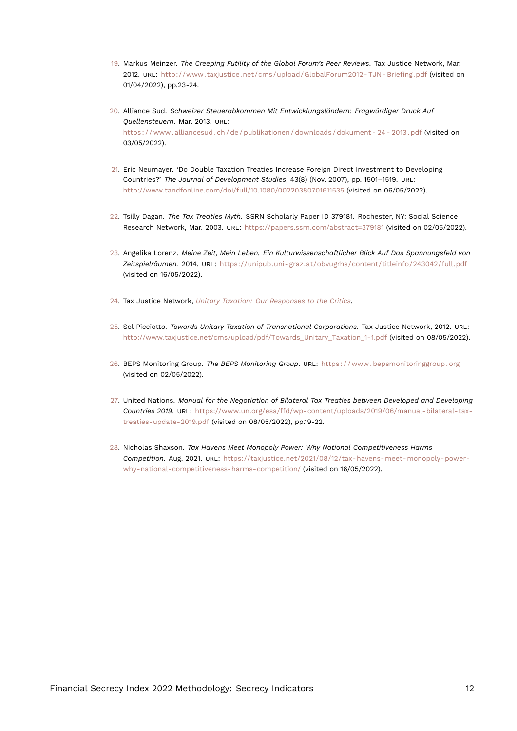19. Markus Meinzer. *The Creeping Futility of the Global Forum's Peer Reviews*. Tax Justice Network, Mar. 2012. URL: http://www.taxjustice.net/cms/upload/GlobalForum2012-TJN-Briefing.pdf (visited on 01/04/2022), pp.23-24.

20. Alliance Sud. *Schweizer Steuerabkommen Mit Entwicklungsländern: Fragwürdiger Druck Auf Quellensteuern*. Mar. 2013. URL: https://www.alliancesud.ch/de/publikationen/downloads/dokument-24-2013.pdf (visited on 03/05/2022).

21. Eric Neumayer. 'Do Double Taxation Treaties Increase Foreign Direct Investment to Developing Countries?' *The Journal of Development Studies*, 43(8) (Nov. 2007), pp. 1501–1519. URL: http://www.tandfonline.com/doi/full/10.1080/00220380701611535 (visited on 06/05/2022).

22. Tsilly Dagan. *The Tax Treaties Myth*. SSRN Scholarly Paper ID 379181. Rochester, NY: Social Science Research Network, Mar. 2003. URL: https://papers.ssrn.com/abstract=379181 (visited on 02/05/2022).

23. Angelika Lorenz. *Meine Zeit, Mein Leben. Ein Kulturwissenschaftlicher Blick Auf Das Spannungsfeld von Zeitspielräumen.* 2014. URL: https://unipub.uni-graz.at/obvugrhs/content/titleinfo/243042/full.pdf (visited on 16/05/2022).

24. Tax Justice Network, *Unitary Taxation: Our Responses to the Critics*.

25. Sol Picciotto. *Towards Unitary Taxation of Transnational Corporations*. Tax Justice Network, 2012. URL: http://www.taxjustice.net/cms/upload/pdf/Towards_Unitary_Taxation_1-1.pdf (visited on 08/05/2022).

26. BEPS Monitoring Group. *The BEPS Monitoring Group*. URL: https://www.bepsmonitoringgroup.org (visited on 02/05/2022).

27. United Nations. *Manual for the Negotiation of Bilateral Tax Treaties between Developed and Developing Countries 2019*. URL: https://www.un.org/esa/ffd/wp-content/uploads/2019/06/manual-bilateral-tax-treaties-update-2019.pdf (visited on 08/05/2022), pp.19-22.

28. Nicholas Shaxson. *Tax Havens Meet Monopoly Power: Why National Competitiveness Harms Competition*. Aug. 2021. URL: https://taxjustice.net/2021/08/12/tax-havens-meet-monopoly-power-why-national-competitiveness-harms-competition/ (visited on 16/05/2022).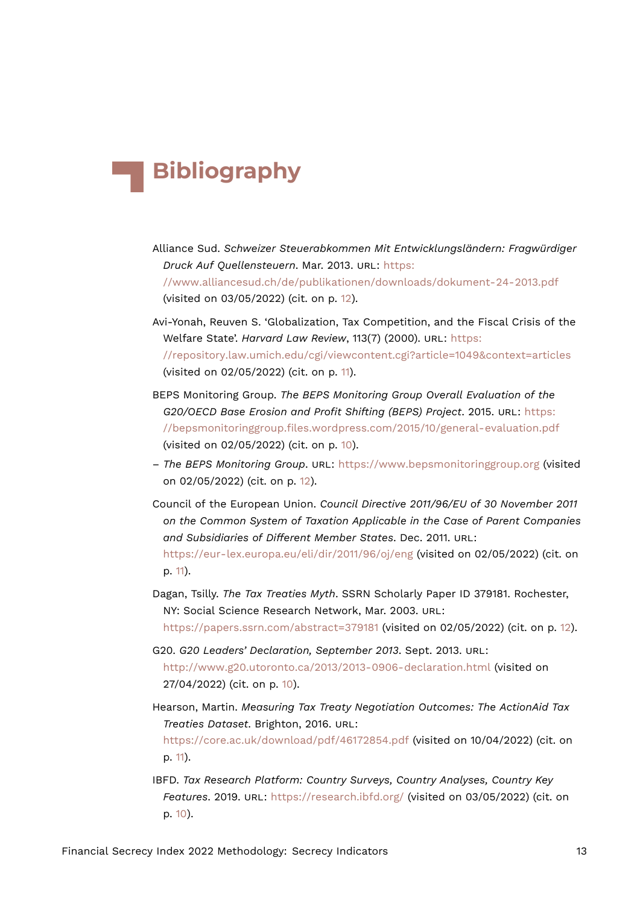# Bibliography

Alliance Sud. *Schweizer Steuerabkommen Mit Entwicklungsländern: Fragwürdiger Druck Auf Quellensteuern*. Mar. 2013. URL: https://www.alliancesud.ch/de/publikationen/downloads/dokument-24-2013.pdf (visited on 03/05/2022) (cit. on p. 12).

Avi-Yonah, Reuven S. 'Globalization, Tax Competition, and the Fiscal Crisis of the Welfare State'. *Harvard Law Review*, 113(7) (2000). URL: https://repository.law.umich.edu/cgi/viewcontent.cgi?article=1049&context=articles (visited on 02/05/2022) (cit. on p. 11).

BEPS Monitoring Group. *The BEPS Monitoring Group Overall Evaluation of the G20/OECD Base Erosion and Profit Shifting (BEPS) Project*. 2015. URL: https://bepsmonitoringgroup.files.wordpress.com/2015/10/general-evaluation.pdf (visited on 02/05/2022) (cit. on p. 10).

– *The BEPS Monitoring Group*. URL: https://www.bepsmonitoringgroup.org (visited on 02/05/2022) (cit. on p. 12).

Council of the European Union. *Council Directive 2011/96/EU of 30 November 2011 on the Common System of Taxation Applicable in the Case of Parent Companies and Subsidiaries of Different Member States*. Dec. 2011. URL: https://eur-lex.europa.eu/eli/dir/2011/96/oj/eng (visited on 02/05/2022) (cit. on p. 11).

Dagan, Tsilly. *The Tax Treaties Myth*. SSRN Scholarly Paper ID 379181. Rochester, NY: Social Science Research Network, Mar. 2003. URL: https://papers.ssrn.com/abstract=379181 (visited on 02/05/2022) (cit. on p. 12).

G20. *G20 Leaders' Declaration, September 2013*. Sept. 2013. URL: http://www.g20.utoronto.ca/2013/2013-0906-declaration.html (visited on 27/04/2022) (cit. on p. 10).

Hearson, Martin. *Measuring Tax Treaty Negotiation Outcomes: The ActionAid Tax Treaties Dataset*. Brighton, 2016. URL: https://core.ac.uk/download/pdf/46172854.pdf (visited on 10/04/2022) (cit. on p. 11).

IBFD. *Tax Research Platform: Country Surveys, Country Analyses, Country Key Features*. 2019. URL: https://research.ibfd.org/ (visited on 03/05/2022) (cit. on p. 10).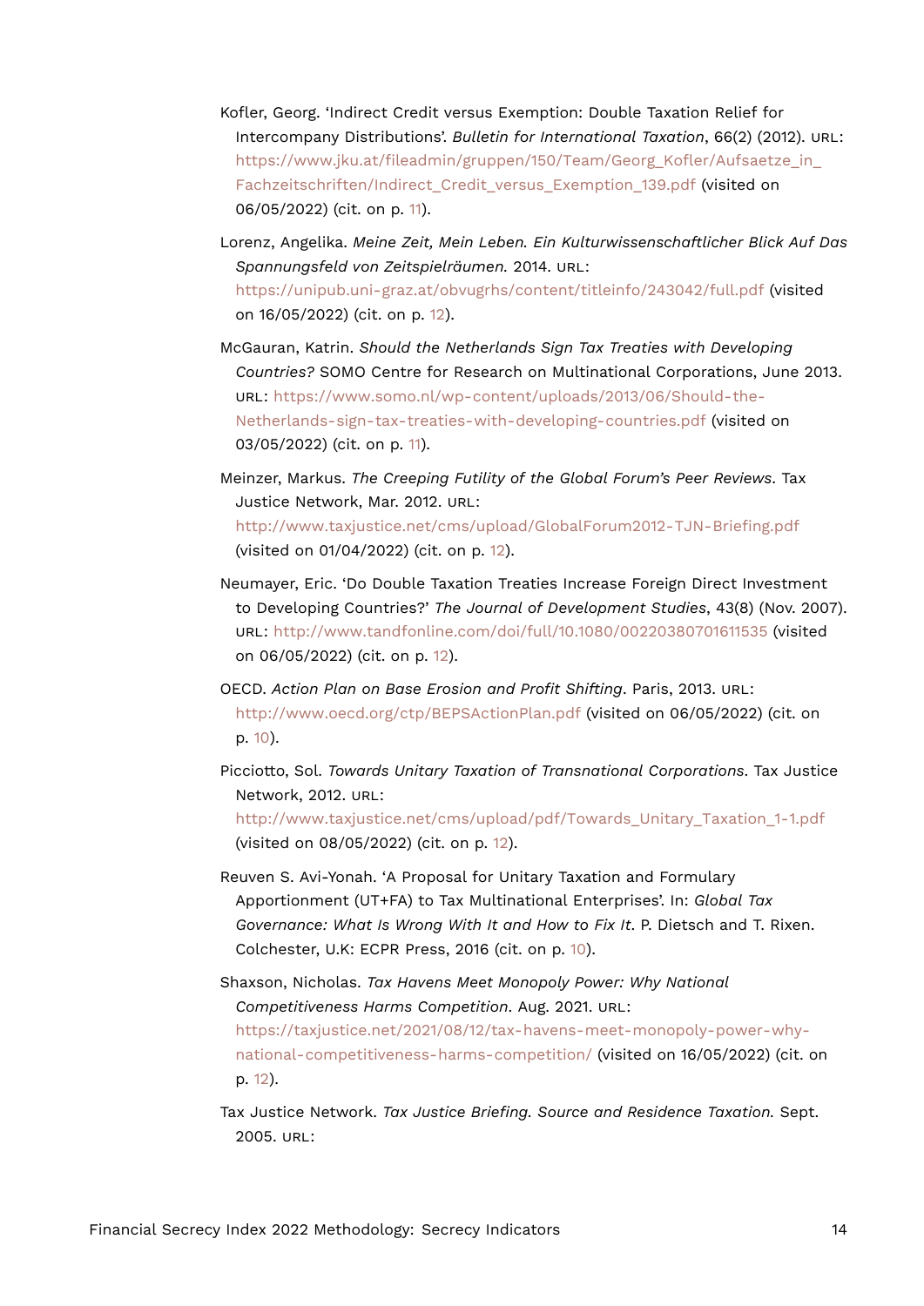Kofler, Georg. 'Indirect Credit versus Exemption: Double Taxation Relief for Intercompany Distributions'. *Bulletin for International Taxation*, 66(2) (2012). URL: https://www.jku.at/fileadmin/gruppen/150/Team/Georg_Kofler/Aufsaetze_in_Fachzeitschriften/Indirect_Credit_versus_Exemption_139.pdf (visited on 06/05/2022) (cit. on p. 11).

Lorenz, Angelika. *Meine Zeit, Mein Leben. Ein Kulturwissenschaftlicher Blick Auf Das Spannungsfeld von Zeitspielräumen.* 2014. URL: https://unipub.uni-graz.at/obvugrhs/content/titleinfo/243042/full.pdf (visited on 16/05/2022) (cit. on p. 12).

McGauran, Katrin. *Should the Netherlands Sign Tax Treaties with Developing Countries?* SOMO Centre for Research on Multinational Corporations, June 2013. URL: https://www.somo.nl/wp-content/uploads/2013/06/Should-the-Netherlands-sign-tax-treaties-with-developing-countries.pdf (visited on 03/05/2022) (cit. on p. 11).

Meinzer, Markus. *The Creeping Futility of the Global Forum's Peer Reviews*. Tax Justice Network, Mar. 2012. URL: http://www.taxjustice.net/cms/upload/GlobalForum2012-TJN-Briefing.pdf (visited on 01/04/2022) (cit. on p. 12).

Neumayer, Eric. 'Do Double Taxation Treaties Increase Foreign Direct Investment to Developing Countries?' *The Journal of Development Studies*, 43(8) (Nov. 2007). URL: http://www.tandfonline.com/doi/full/10.1080/00220380701611535 (visited on 06/05/2022) (cit. on p. 12).

OECD. *Action Plan on Base Erosion and Profit Shifting*. Paris, 2013. URL: http://www.oecd.org/ctp/BEPSActionPlan.pdf (visited on 06/05/2022) (cit. on p. 10).

Picciotto, Sol. *Towards Unitary Taxation of Transnational Corporations*. Tax Justice Network, 2012. URL: http://www.taxjustice.net/cms/upload/pdf/Towards_Unitary_Taxation_1-1.pdf (visited on 08/05/2022) (cit. on p. 12).

Reuven S. Avi-Yonah. 'A Proposal for Unitary Taxation and Formulary Apportionment (UT+FA) to Tax Multinational Enterprises'. In: *Global Tax Governance: What Is Wrong With It and How to Fix It*. P. Dietsch and T. Rixen. Colchester, U.K: ECPR Press, 2016 (cit. on p. 10).

Shaxson, Nicholas. *Tax Havens Meet Monopoly Power: Why National Competitiveness Harms Competition*. Aug. 2021. URL: https://taxjustice.net/2021/08/12/tax-havens-meet-monopoly-power-why-national-competitiveness-harms-competition/ (visited on 16/05/2022) (cit. on p. 12).

Tax Justice Network. *Tax Justice Briefing. Source and Residence Taxation.* Sept. 2005. URL: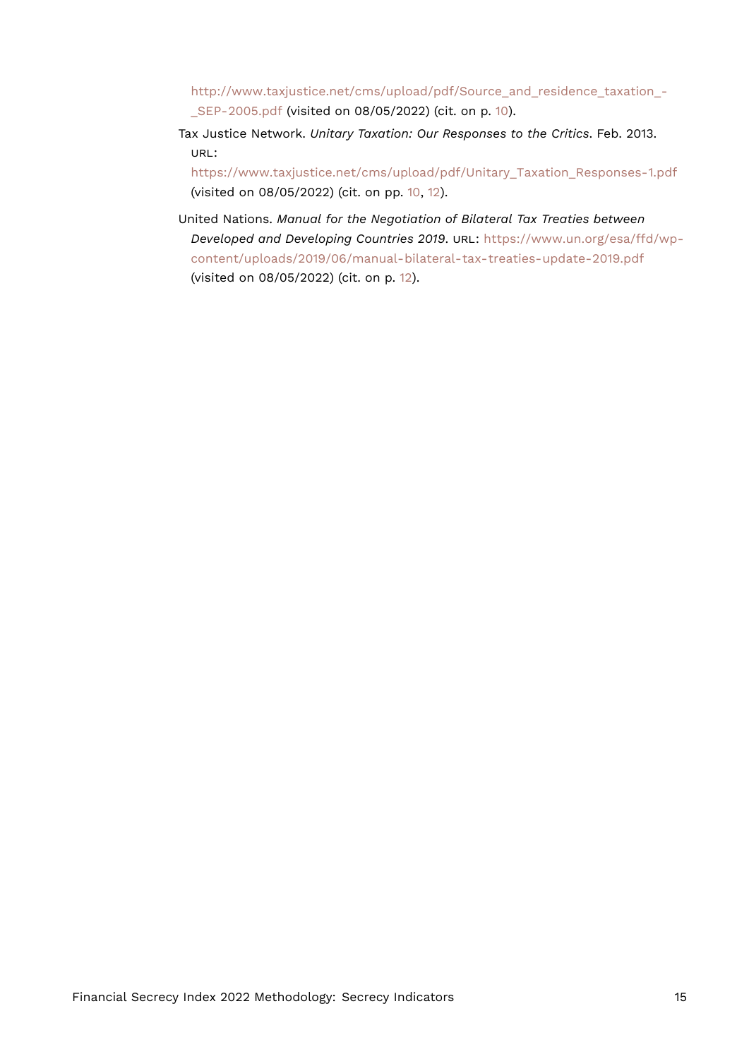http://www.taxjustice.net/cms/upload/pdf/Source_and_residence_taxation_-_SEP-2005.pdf (visited on 08/05/2022) (cit. on p. 10).

Tax Justice Network. *Unitary Taxation: Our Responses to the Critics*. Feb. 2013. URL: https://www.taxjustice.net/cms/upload/pdf/Unitary_Taxation_Responses-1.pdf (visited on 08/05/2022) (cit. on pp. 10, 12).

United Nations. *Manual for the Negotiation of Bilateral Tax Treaties between Developed and Developing Countries 2019*. URL: https://www.un.org/esa/ffd/wp-content/uploads/2019/06/manual-bilateral-tax-treaties-update-2019.pdf (visited on 08/05/2022) (cit. on p. 12).